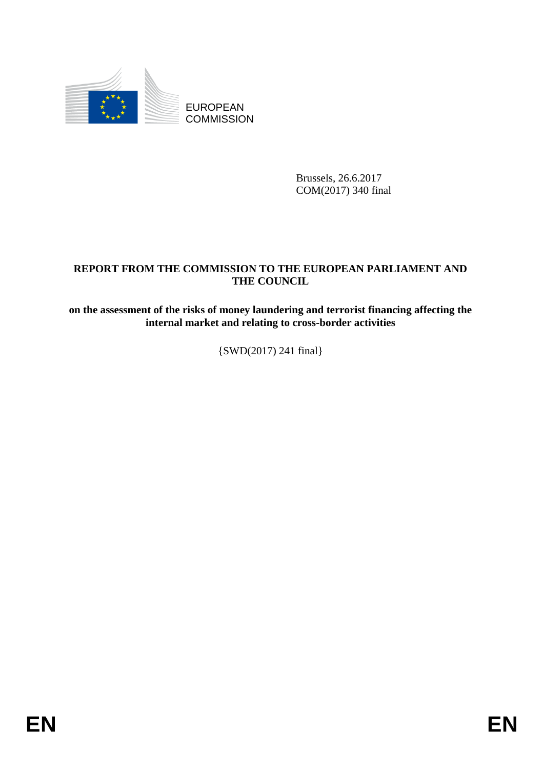EUROPEAN COMMISSION

Brussels, 26.6.2017
COM(2017) 340 final

# REPORT FROM THE COMMISSION TO THE EUROPEAN PARLIAMENT AND THE COUNCIL

## on the assessment of the risks of money laundering and terrorist financing affecting the internal market and relating to cross-border activities

{SWD(2017) 241 final}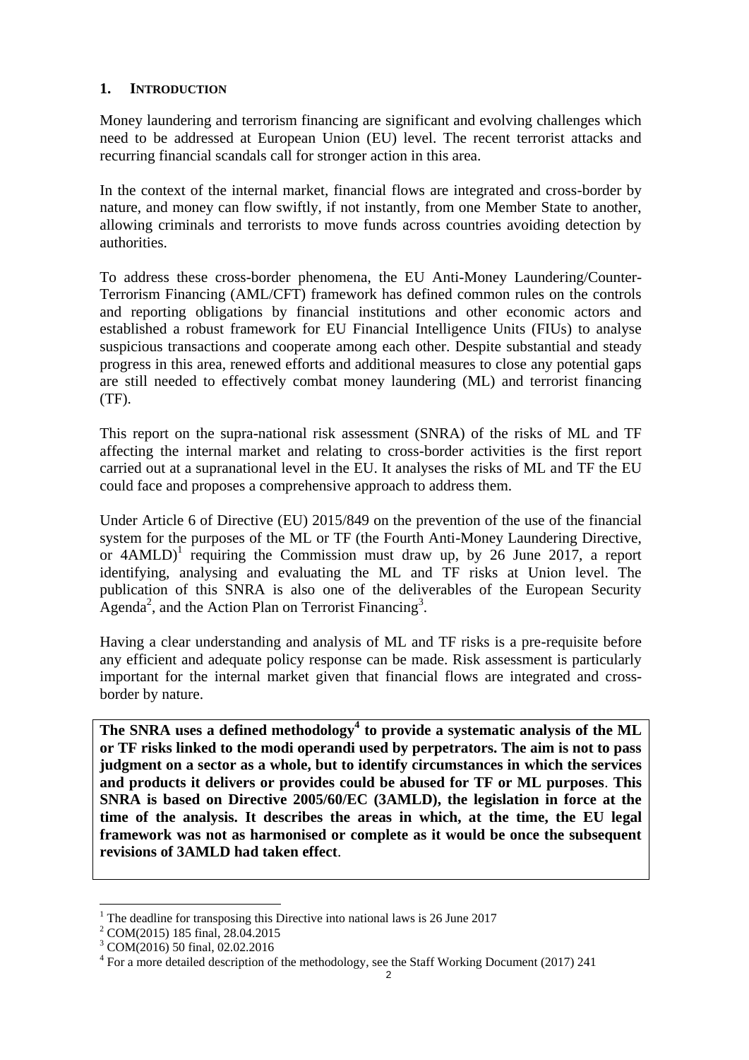## 1. INTRODUCTION

Money laundering and terrorism financing are significant and evolving challenges which need to be addressed at European Union (EU) level. The recent terrorist attacks and recurring financial scandals call for stronger action in this area.

In the context of the internal market, financial flows are integrated and cross-border by nature, and money can flow swiftly, if not instantly, from one Member State to another, allowing criminals and terrorists to move funds across countries avoiding detection by authorities.

To address these cross-border phenomena, the EU Anti-Money Laundering/Counter-Terrorism Financing (AML/CFT) framework has defined common rules on the controls and reporting obligations by financial institutions and other economic actors and established a robust framework for EU Financial Intelligence Units (FIUs) to analyse suspicious transactions and cooperate among each other. Despite substantial and steady progress in this area, renewed efforts and additional measures to close any potential gaps are still needed to effectively combat money laundering (ML) and terrorist financing (TF).

This report on the supra-national risk assessment (SNRA) of the risks of ML and TF affecting the internal market and relating to cross-border activities is the first report carried out at a supranational level in the EU. It analyses the risks of ML and TF the EU could face and proposes a comprehensive approach to address them.

Under Article 6 of Directive (EU) 2015/849 on the prevention of the use of the financial system for the purposes of the ML or TF (the Fourth Anti-Money Laundering Directive, or 4AMLD)[1] requiring the Commission must draw up, by 26 June 2017, a report identifying, analysing and evaluating the ML and TF risks at Union level. The publication of this SNRA is also one of the deliverables of the European Security Agenda[2], and the Action Plan on Terrorist Financing[3].

Having a clear understanding and analysis of ML and TF risks is a pre-requisite before any efficient and adequate policy response can be made. Risk assessment is particularly important for the internal market given that financial flows are integrated and cross-border by nature.

**The SNRA uses a defined methodology[4] to provide a systematic analysis of the ML or TF risks linked to the modi operandi used by perpetrators. The aim is not to pass judgment on a sector as a whole, but to identify circumstances in which the services and products it delivers or provides could be abused for TF or ML purposes**. **This SNRA is based on Directive 2005/60/EC (3AMLD), the legislation in force at the time of the analysis. It describes the areas in which, at the time, the EU legal framework was not as harmonised or complete as it would be once the subsequent revisions of 3AMLD had taken effect**.

[1] The deadline for transposing this Directive into national laws is 26 June 2017

[2] COM(2015) 185 final, 28.04.2015

[3] COM(2016) 50 final, 02.02.2016

[4] For a more detailed description of the methodology, see the Staff Working Document (2017) 241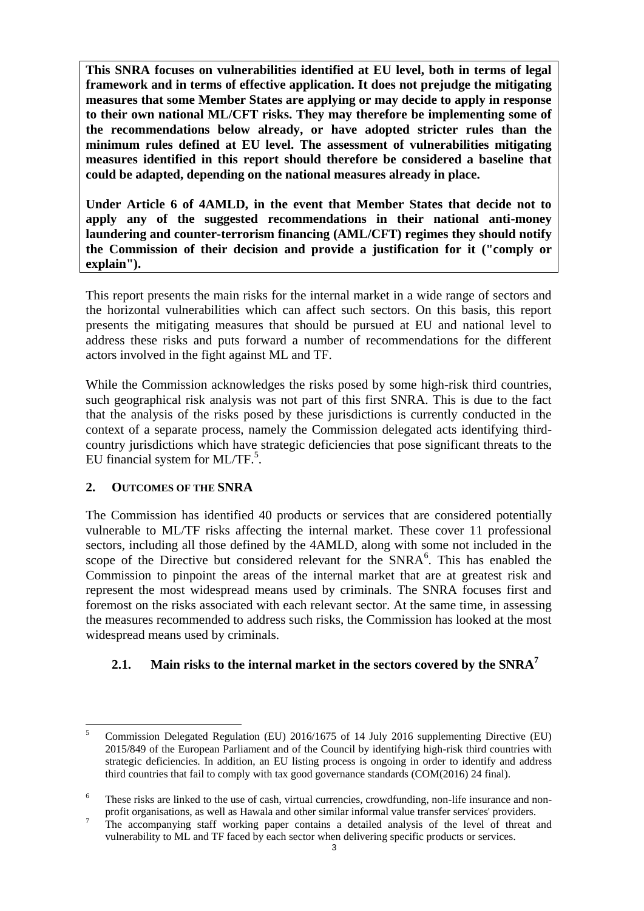**This SNRA focuses on vulnerabilities identified at EU level, both in terms of legal framework and in terms of effective application. It does not prejudge the mitigating measures that some Member States are applying or may decide to apply in response to their own national ML/CFT risks. They may therefore be implementing some of the recommendations below already, or have adopted stricter rules than the minimum rules defined at EU level. The assessment of vulnerabilities mitigating measures identified in this report should therefore be considered a baseline that could be adapted, depending on the national measures already in place.**

**Under Article 6 of 4AMLD, in the event that Member States that decide not to apply any of the suggested recommendations in their national anti-money laundering and counter-terrorism financing (AML/CFT) regimes they should notify the Commission of their decision and provide a justification for it ("comply or explain").**

This report presents the main risks for the internal market in a wide range of sectors and the horizontal vulnerabilities which can affect such sectors. On this basis, this report presents the mitigating measures that should be pursued at EU and national level to address these risks and puts forward a number of recommendations for the different actors involved in the fight against ML and TF.

While the Commission acknowledges the risks posed by some high-risk third countries, such geographical risk analysis was not part of this first SNRA. This is due to the fact that the analysis of the risks posed by these jurisdictions is currently conducted in the context of a separate process, namely the Commission delegated acts identifying third-country jurisdictions which have strategic deficiencies that pose significant threats to the EU financial system for ML/TF.[5].

## 2. OUTCOMES OF THE SNRA

The Commission has identified 40 products or services that are considered potentially vulnerable to ML/TF risks affecting the internal market. These cover 11 professional sectors, including all those defined by the 4AMLD, along with some not included in the scope of the Directive but considered relevant for the SNRA[6]. This has enabled the Commission to pinpoint the areas of the internal market that are at greatest risk and represent the most widespread means used by criminals. The SNRA focuses first and foremost on the risks associated with each relevant sector. At the same time, in assessing the measures recommended to address such risks, the Commission has looked at the most widespread means used by criminals.

### 2.1. Main risks to the internal market in the sectors covered by the SNRA[7]

---

[5] Commission Delegated Regulation (EU) 2016/1675 of 14 July 2016 supplementing Directive (EU) 2015/849 of the European Parliament and of the Council by identifying high-risk third countries with strategic deficiencies. In addition, an EU listing process is ongoing in order to identify and address third countries that fail to comply with tax good governance standards (COM(2016) 24 final).

[6] These risks are linked to the use of cash, virtual currencies, crowdfunding, non-life insurance and non-profit organisations, as well as Hawala and other similar informal value transfer services' providers.

[7] The accompanying staff working paper contains a detailed analysis of the level of threat and vulnerability to ML and TF faced by each sector when delivering specific products or services.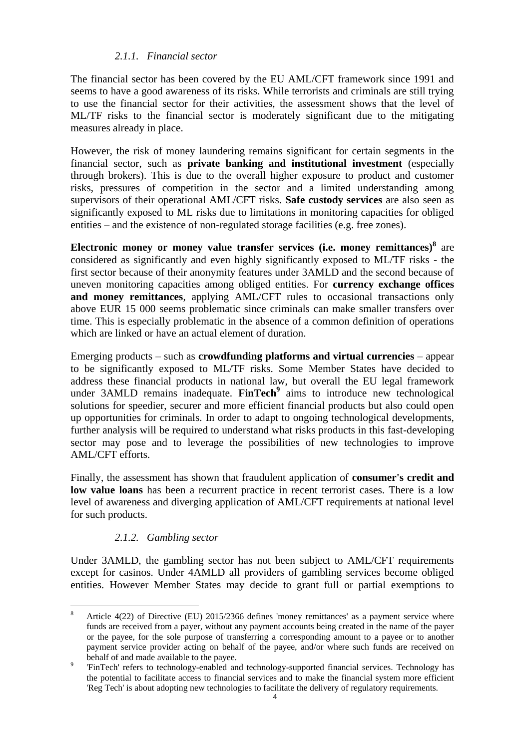### *2.1.1. Financial sector*

The financial sector has been covered by the EU AML/CFT framework since 1991 and seems to have a good awareness of its risks. While terrorists and criminals are still trying to use the financial sector for their activities, the assessment shows that the level of ML/TF risks to the financial sector is moderately significant due to the mitigating measures already in place.

However, the risk of money laundering remains significant for certain segments in the financial sector, such as **private banking and institutional investment** (especially through brokers). This is due to the overall higher exposure to product and customer risks, pressures of competition in the sector and a limited understanding among supervisors of their operational AML/CFT risks. **Safe custody services** are also seen as significantly exposed to ML risks due to limitations in monitoring capacities for obliged entities – and the existence of non-regulated storage facilities (e.g. free zones).

**Electronic money or money value transfer services (i.e. money remittances)**[8] are considered as significantly and even highly significantly exposed to ML/TF risks - the first sector because of their anonymity features under 3AMLD and the second because of uneven monitoring capacities among obliged entities. For **currency exchange offices and money remittances**, applying AML/CFT rules to occasional transactions only above EUR 15 000 seems problematic since criminals can make smaller transfers over time. This is especially problematic in the absence of a common definition of operations which are linked or have an actual element of duration.

Emerging products – such as **crowdfunding platforms and virtual currencies** – appear to be significantly exposed to ML/TF risks. Some Member States have decided to address these financial products in national law, but overall the EU legal framework under 3AMLD remains inadequate. **FinTech**[9] aims to introduce new technological solutions for speedier, securer and more efficient financial products but also could open up opportunities for criminals. In order to adapt to ongoing technological developments, further analysis will be required to understand what risks products in this fast-developing sector may pose and to leverage the possibilities of new technologies to improve AML/CFT efforts.

Finally, the assessment has shown that fraudulent application of **consumer's credit and low value loans** has been a recurrent practice in recent terrorist cases. There is a low level of awareness and diverging application of AML/CFT requirements at national level for such products.

### *2.1.2. Gambling sector*

Under 3AMLD, the gambling sector has not been subject to AML/CFT requirements except for casinos. Under 4AMLD all providers of gambling services become obliged entities. However Member States may decide to grant full or partial exemptions to

---

[8] Article 4(22) of Directive (EU) 2015/2366 defines 'money remittances' as a payment service where funds are received from a payer, without any payment accounts being created in the name of the payer or the payee, for the sole purpose of transferring a corresponding amount to a payee or to another payment service provider acting on behalf of the payee, and/or where such funds are received on behalf of and made available to the payee.

[9] 'FinTech' refers to technology-enabled and technology-supported financial services. Technology has the potential to facilitate access to financial services and to make the financial system more efficient 'Reg Tech' is about adopting new technologies to facilitate the delivery of regulatory requirements.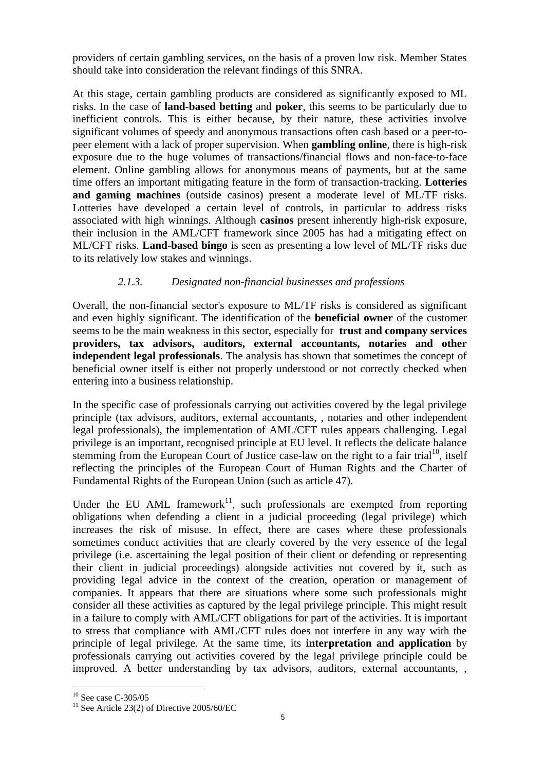providers of certain gambling services, on the basis of a proven low risk. Member States should take into consideration the relevant findings of this SNRA.

At this stage, certain gambling products are considered as significantly exposed to ML risks. In the case of **land-based betting** and **poker**, this seems to be particularly due to inefficient controls. This is either because, by their nature, these activities involve significant volumes of speedy and anonymous transactions often cash based or a peer-to-peer element with a lack of proper supervision. When **gambling online**, there is high-risk exposure due to the huge volumes of transactions/financial flows and non-face-to-face element. Online gambling allows for anonymous means of payments, but at the same time offers an important mitigating feature in the form of transaction-tracking. **Lotteries and gaming machines** (outside casinos) present a moderate level of ML/TF risks. Lotteries have developed a certain level of controls, in particular to address risks associated with high winnings. Although **casinos** present inherently high-risk exposure, their inclusion in the AML/CFT framework since 2005 has had a mitigating effect on ML/CFT risks. **Land-based bingo** is seen as presenting a low level of ML/TF risks due to its relatively low stakes and winnings.

### *2.1.3. Designated non-financial businesses and professions*

Overall, the non-financial sector's exposure to ML/TF risks is considered as significant and even highly significant. The identification of the **beneficial owner** of the customer seems to be the main weakness in this sector, especially for **trust and company services providers, tax advisors, auditors, external accountants, notaries and other independent legal professionals**. The analysis has shown that sometimes the concept of beneficial owner itself is either not properly understood or not correctly checked when entering into a business relationship.

In the specific case of professionals carrying out activities covered by the legal privilege principle (tax advisors, auditors, external accountants, , notaries and other independent legal professionals), the implementation of AML/CFT rules appears challenging. Legal privilege is an important, recognised principle at EU level. It reflects the delicate balance stemming from the European Court of Justice case-law on the right to a fair trial[10], itself reflecting the principles of the European Court of Human Rights and the Charter of Fundamental Rights of the European Union (such as article 47).

Under the EU AML framework[11], such professionals are exempted from reporting obligations when defending a client in a judicial proceeding (legal privilege) which increases the risk of misuse. In effect, there are cases where these professionals sometimes conduct activities that are clearly covered by the very essence of the legal privilege (i.e. ascertaining the legal position of their client or defending or representing their client in judicial proceedings) alongside activities not covered by it, such as providing legal advice in the context of the creation, operation or management of companies. It appears that there are situations where some such professionals might consider all these activities as captured by the legal privilege principle. This might result in a failure to comply with AML/CFT obligations for part of the activities. It is important to stress that compliance with AML/CFT rules does not interfere in any way with the principle of legal privilege. At the same time, its **interpretation and application** by professionals carrying out activities covered by the legal privilege principle could be improved. A better understanding by tax advisors, auditors, external accountants, ,

[10] See case C-305/05

[11] See Article 23(2) of Directive 2005/60/EC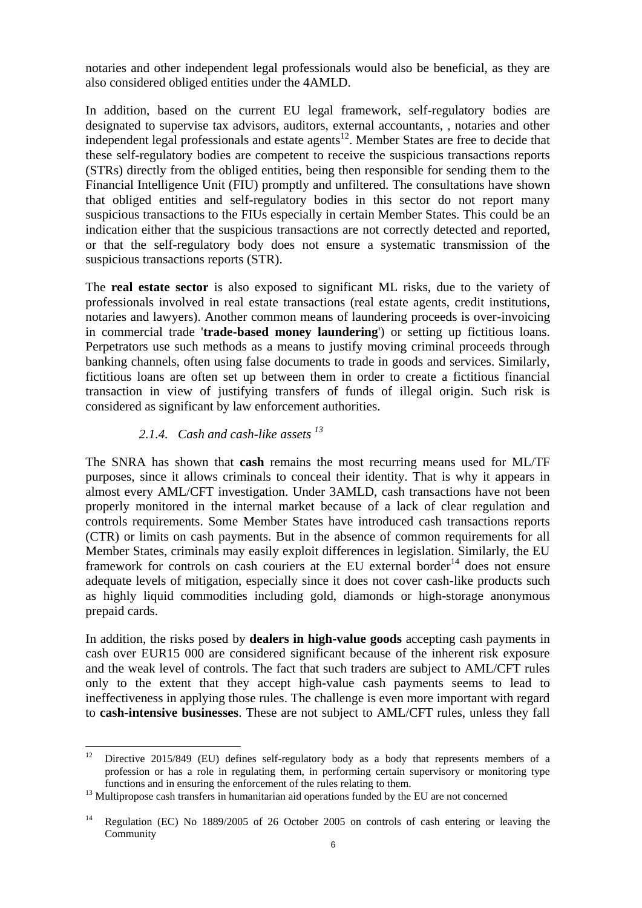notaries and other independent legal professionals would also be beneficial, as they are also considered obliged entities under the 4AMLD.

In addition, based on the current EU legal framework, self-regulatory bodies are designated to supervise tax advisors, auditors, external accountants, , notaries and other independent legal professionals and estate agents[12]. Member States are free to decide that these self-regulatory bodies are competent to receive the suspicious transactions reports (STRs) directly from the obliged entities, being then responsible for sending them to the Financial Intelligence Unit (FIU) promptly and unfiltered. The consultations have shown that obliged entities and self-regulatory bodies in this sector do not report many suspicious transactions to the FIUs especially in certain Member States. This could be an indication either that the suspicious transactions are not correctly detected and reported, or that the self-regulatory body does not ensure a systematic transmission of the suspicious transactions reports (STR).

The **real estate sector** is also exposed to significant ML risks, due to the variety of professionals involved in real estate transactions (real estate agents, credit institutions, notaries and lawyers). Another common means of laundering proceeds is over-invoicing in commercial trade '**trade-based money laundering**') or setting up fictitious loans. Perpetrators use such methods as a means to justify moving criminal proceeds through banking channels, often using false documents to trade in goods and services. Similarly, fictitious loans are often set up between them in order to create a fictitious financial transaction in view of justifying transfers of funds of illegal origin. Such risk is considered as significant by law enforcement authorities.

#### *2.1.4. Cash and cash-like assets* [13]

The SNRA has shown that **cash** remains the most recurring means used for ML/TF purposes, since it allows criminals to conceal their identity. That is why it appears in almost every AML/CFT investigation. Under 3AMLD, cash transactions have not been properly monitored in the internal market because of a lack of clear regulation and controls requirements. Some Member States have introduced cash transactions reports (CTR) or limits on cash payments. But in the absence of common requirements for all Member States, criminals may easily exploit differences in legislation. Similarly, the EU framework for controls on cash couriers at the EU external border[14] does not ensure adequate levels of mitigation, especially since it does not cover cash-like products such as highly liquid commodities including gold, diamonds or high-storage anonymous prepaid cards.

In addition, the risks posed by **dealers in high-value goods** accepting cash payments in cash over EUR15 000 are considered significant because of the inherent risk exposure and the weak level of controls. The fact that such traders are subject to AML/CFT rules only to the extent that they accept high-value cash payments seems to lead to ineffectiveness in applying those rules. The challenge is even more important with regard to **cash-intensive businesses**. These are not subject to AML/CFT rules, unless they fall

---

[12] Directive 2015/849 (EU) defines self-regulatory body as a body that represents members of a profession or has a role in regulating them, in performing certain supervisory or monitoring type functions and in ensuring the enforcement of the rules relating to them.

[13] Multipropose cash transfers in humanitarian aid operations funded by the EU are not concerned

[14] Regulation (EC) No 1889/2005 of 26 October 2005 on controls of cash entering or leaving the Community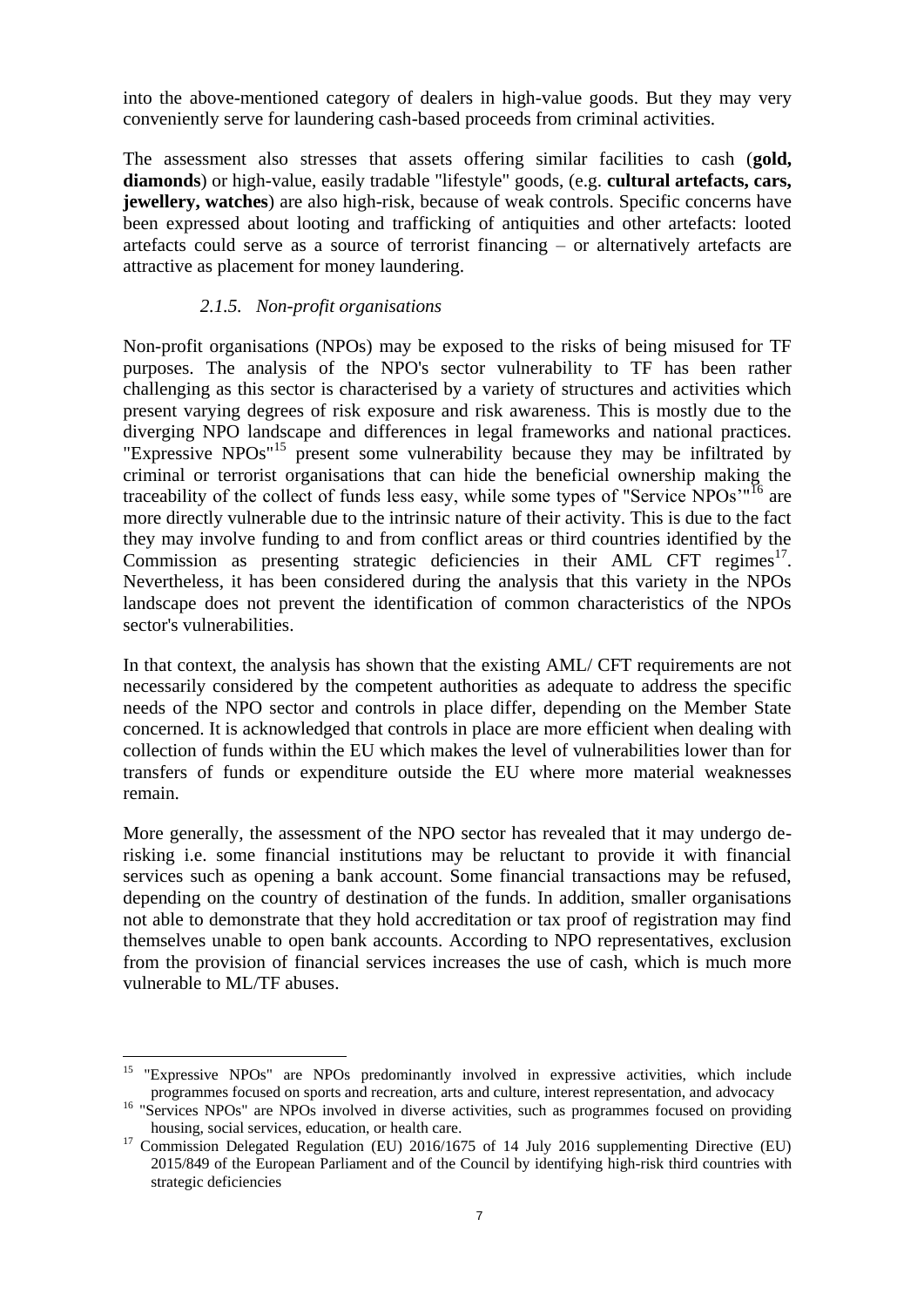into the above-mentioned category of dealers in high-value goods. But they may very conveniently serve for laundering cash-based proceeds from criminal activities.

The assessment also stresses that assets offering similar facilities to cash (**gold, diamonds**) or high-value, easily tradable "lifestyle" goods, (e.g. **cultural artefacts, cars, jewellery, watches**) are also high-risk, because of weak controls. Specific concerns have been expressed about looting and trafficking of antiquities and other artefacts: looted artefacts could serve as a source of terrorist financing – or alternatively artefacts are attractive as placement for money laundering.

### *2.1.5. Non-profit organisations*

Non-profit organisations (NPOs) may be exposed to the risks of being misused for TF purposes. The analysis of the NPO's sector vulnerability to TF has been rather challenging as this sector is characterised by a variety of structures and activities which present varying degrees of risk exposure and risk awareness. This is mostly due to the diverging NPO landscape and differences in legal frameworks and national practices. "Expressive NPOs"[15] present some vulnerability because they may be infiltrated by criminal or terrorist organisations that can hide the beneficial ownership making the traceability of the collect of funds less easy, while some types of "Service NPOs'"[16] are more directly vulnerable due to the intrinsic nature of their activity. This is due to the fact they may involve funding to and from conflict areas or third countries identified by the Commission as presenting strategic deficiencies in their AML CFT regimes[17]. Nevertheless, it has been considered during the analysis that this variety in the NPOs landscape does not prevent the identification of common characteristics of the NPOs sector's vulnerabilities.

In that context, the analysis has shown that the existing AML/ CFT requirements are not necessarily considered by the competent authorities as adequate to address the specific needs of the NPO sector and controls in place differ, depending on the Member State concerned. It is acknowledged that controls in place are more efficient when dealing with collection of funds within the EU which makes the level of vulnerabilities lower than for transfers of funds or expenditure outside the EU where more material weaknesses remain.

More generally, the assessment of the NPO sector has revealed that it may undergo de-risking i.e. some financial institutions may be reluctant to provide it with financial services such as opening a bank account. Some financial transactions may be refused, depending on the country of destination of the funds. In addition, smaller organisations not able to demonstrate that they hold accreditation or tax proof of registration may find themselves unable to open bank accounts. According to NPO representatives, exclusion from the provision of financial services increases the use of cash, which is much more vulnerable to ML/TF abuses.

---

[15] "Expressive NPOs" are NPOs predominantly involved in expressive activities, which include programmes focused on sports and recreation, arts and culture, interest representation, and advocacy

[16] "Services NPOs" are NPOs involved in diverse activities, such as programmes focused on providing housing, social services, education, or health care.

[17] Commission Delegated Regulation (EU) 2016/1675 of 14 July 2016 supplementing Directive (EU) 2015/849 of the European Parliament and of the Council by identifying high-risk third countries with strategic deficiencies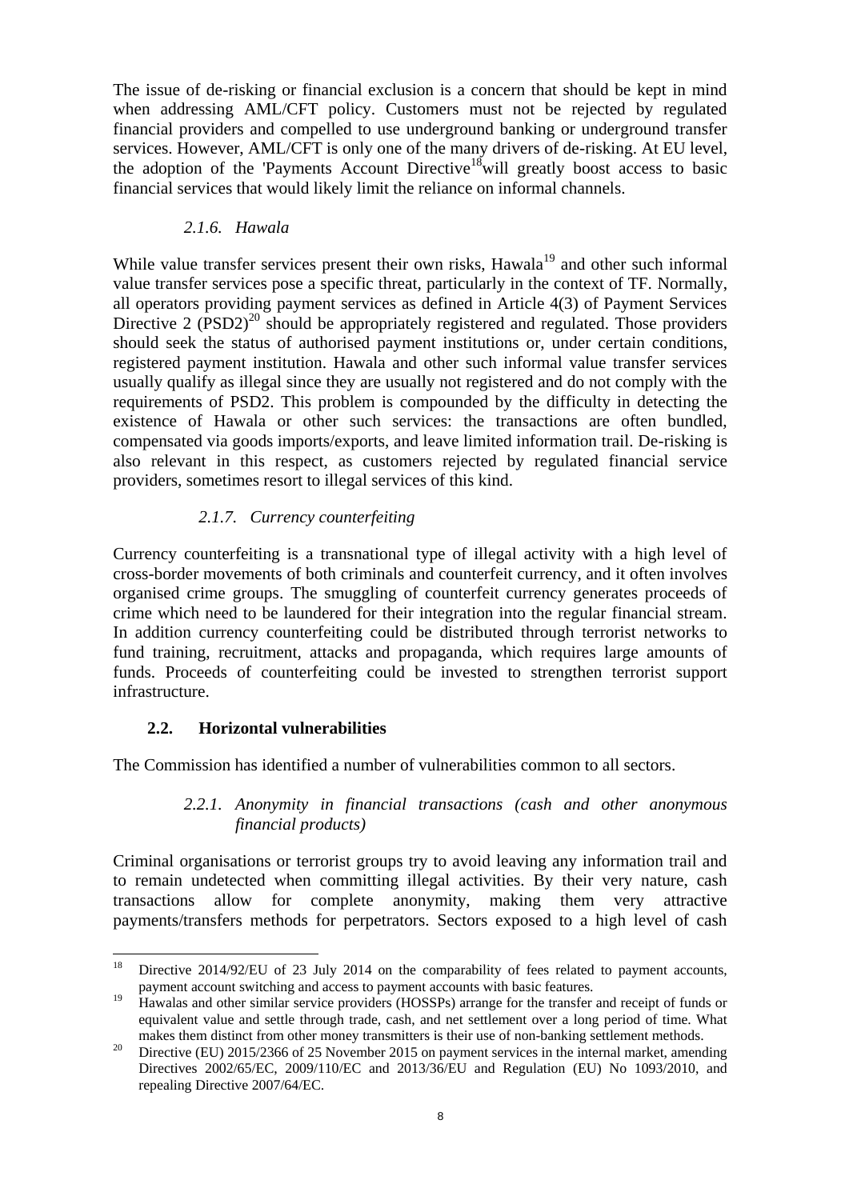The issue of de-risking or financial exclusion is a concern that should be kept in mind when addressing AML/CFT policy. Customers must not be rejected by regulated financial providers and compelled to use underground banking or underground transfer services. However, AML/CFT is only one of the many drivers of de-risking. At EU level, the adoption of the 'Payments Account Directive[18]will greatly boost access to basic financial services that would likely limit the reliance on informal channels.

#### *2.1.6. Hawala*

While value transfer services present their own risks, Hawala[19] and other such informal value transfer services pose a specific threat, particularly in the context of TF. Normally, all operators providing payment services as defined in Article 4(3) of Payment Services Directive 2 (PSD2)[20] should be appropriately registered and regulated. Those providers should seek the status of authorised payment institutions or, under certain conditions, registered payment institution. Hawala and other such informal value transfer services usually qualify as illegal since they are usually not registered and do not comply with the requirements of PSD2. This problem is compounded by the difficulty in detecting the existence of Hawala or other such services: the transactions are often bundled, compensated via goods imports/exports, and leave limited information trail. De-risking is also relevant in this respect, as customers rejected by regulated financial service providers, sometimes resort to illegal services of this kind.

#### *2.1.7. Currency counterfeiting*

Currency counterfeiting is a transnational type of illegal activity with a high level of cross-border movements of both criminals and counterfeit currency, and it often involves organised crime groups. The smuggling of counterfeit currency generates proceeds of crime which need to be laundered for their integration into the regular financial stream. In addition currency counterfeiting could be distributed through terrorist networks to fund training, recruitment, attacks and propaganda, which requires large amounts of funds. Proceeds of counterfeiting could be invested to strengthen terrorist support infrastructure.

### 2.2. Horizontal vulnerabilities

The Commission has identified a number of vulnerabilities common to all sectors.

#### *2.2.1. Anonymity in financial transactions (cash and other anonymous financial products)*

Criminal organisations or terrorist groups try to avoid leaving any information trail and to remain undetected when committing illegal activities. By their very nature, cash transactions allow for complete anonymity, making them very attractive payments/transfers methods for perpetrators. Sectors exposed to a high level of cash

---

[18] Directive 2014/92/EU of 23 July 2014 on the comparability of fees related to payment accounts, payment account switching and access to payment accounts with basic features.

[19] Hawalas and other similar service providers (HOSSPs) arrange for the transfer and receipt of funds or equivalent value and settle through trade, cash, and net settlement over a long period of time. What makes them distinct from other money transmitters is their use of non-banking settlement methods.

[20] Directive (EU) 2015/2366 of 25 November 2015 on payment services in the internal market, amending Directives 2002/65/EC, 2009/110/EC and 2013/36/EU and Regulation (EU) No 1093/2010, and repealing Directive 2007/64/EC.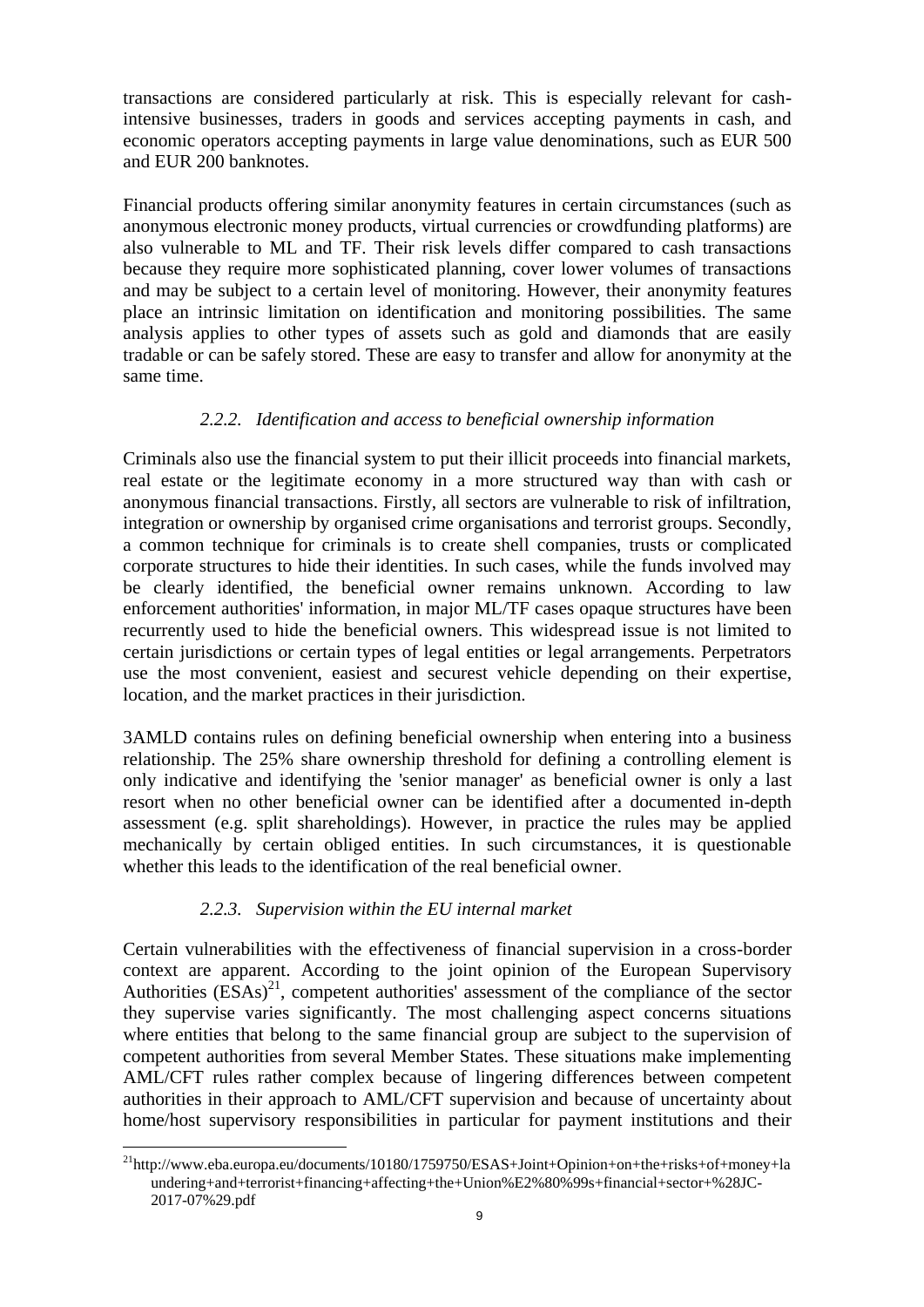transactions are considered particularly at risk. This is especially relevant for cash-intensive businesses, traders in goods and services accepting payments in cash, and economic operators accepting payments in large value denominations, such as EUR 500 and EUR 200 banknotes.

Financial products offering similar anonymity features in certain circumstances (such as anonymous electronic money products, virtual currencies or crowdfunding platforms) are also vulnerable to ML and TF. Their risk levels differ compared to cash transactions because they require more sophisticated planning, cover lower volumes of transactions and may be subject to a certain level of monitoring. However, their anonymity features place an intrinsic limitation on identification and monitoring possibilities. The same analysis applies to other types of assets such as gold and diamonds that are easily tradable or can be safely stored. These are easy to transfer and allow for anonymity at the same time.

### *2.2.2. Identification and access to beneficial ownership information*

Criminals also use the financial system to put their illicit proceeds into financial markets, real estate or the legitimate economy in a more structured way than with cash or anonymous financial transactions. Firstly, all sectors are vulnerable to risk of infiltration, integration or ownership by organised crime organisations and terrorist groups. Secondly, a common technique for criminals is to create shell companies, trusts or complicated corporate structures to hide their identities. In such cases, while the funds involved may be clearly identified, the beneficial owner remains unknown. According to law enforcement authorities' information, in major ML/TF cases opaque structures have been recurrently used to hide the beneficial owners. This widespread issue is not limited to certain jurisdictions or certain types of legal entities or legal arrangements. Perpetrators use the most convenient, easiest and securest vehicle depending on their expertise, location, and the market practices in their jurisdiction.

3AMLD contains rules on defining beneficial ownership when entering into a business relationship. The 25% share ownership threshold for defining a controlling element is only indicative and identifying the 'senior manager' as beneficial owner is only a last resort when no other beneficial owner can be identified after a documented in-depth assessment (e.g. split shareholdings). However, in practice the rules may be applied mechanically by certain obliged entities. In such circumstances, it is questionable whether this leads to the identification of the real beneficial owner.

### *2.2.3. Supervision within the EU internal market*

Certain vulnerabilities with the effectiveness of financial supervision in a cross-border context are apparent. According to the joint opinion of the European Supervisory Authorities (ESAs)[21], competent authorities' assessment of the compliance of the sector they supervise varies significantly. The most challenging aspect concerns situations where entities that belong to the same financial group are subject to the supervision of competent authorities from several Member States. These situations make implementing AML/CFT rules rather complex because of lingering differences between competent authorities in their approach to AML/CFT supervision and because of uncertainty about home/host supervisory responsibilities in particular for payment institutions and their

[21] http://www.eba.europa.eu/documents/10180/1759750/ESAS+Joint+Opinion+on+the+risks+of+money+laundering+and+terrorist+financing+affecting+the+Union%E2%80%99s+financial+sector+%28JC-2017-07%29.pdf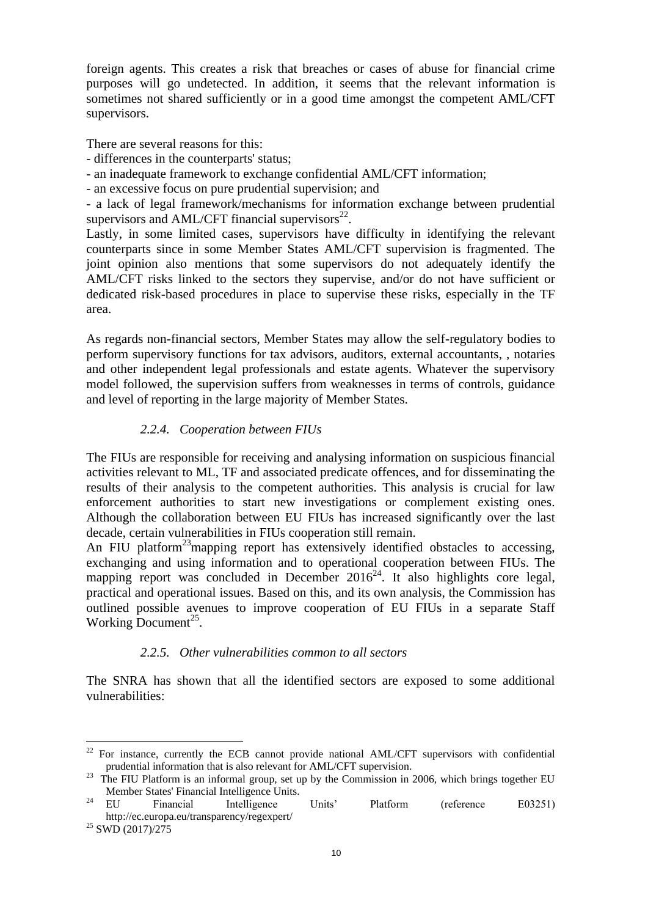foreign agents. This creates a risk that breaches or cases of abuse for financial crime purposes will go undetected. In addition, it seems that the relevant information is sometimes not shared sufficiently or in a good time amongst the competent AML/CFT supervisors.

There are several reasons for this:

- differences in the counterparts' status;
- an inadequate framework to exchange confidential AML/CFT information;
- an excessive focus on pure prudential supervision; and
- a lack of legal framework/mechanisms for information exchange between prudential supervisors and AML/CFT financial supervisors[22].

Lastly, in some limited cases, supervisors have difficulty in identifying the relevant counterparts since in some Member States AML/CFT supervision is fragmented. The joint opinion also mentions that some supervisors do not adequately identify the AML/CFT risks linked to the sectors they supervise, and/or do not have sufficient or dedicated risk-based procedures in place to supervise these risks, especially in the TF area.

As regards non-financial sectors, Member States may allow the self-regulatory bodies to perform supervisory functions for tax advisors, auditors, external accountants, , notaries and other independent legal professionals and estate agents. Whatever the supervisory model followed, the supervision suffers from weaknesses in terms of controls, guidance and level of reporting in the large majority of Member States.

### *2.2.4. Cooperation between FIUs*

The FIUs are responsible for receiving and analysing information on suspicious financial activities relevant to ML, TF and associated predicate offences, and for disseminating the results of their analysis to the competent authorities. This analysis is crucial for law enforcement authorities to start new investigations or complement existing ones. Although the collaboration between EU FIUs has increased significantly over the last decade, certain vulnerabilities in FIUs cooperation still remain.

An FIU platform[23]mapping report has extensively identified obstacles to accessing, exchanging and using information and to operational cooperation between FIUs. The mapping report was concluded in December 2016[24]. It also highlights core legal, practical and operational issues. Based on this, and its own analysis, the Commission has outlined possible avenues to improve cooperation of EU FIUs in a separate Staff Working Document[25].

### *2.2.5. Other vulnerabilities common to all sectors*

The SNRA has shown that all the identified sectors are exposed to some additional vulnerabilities:

---

[22] For instance, currently the ECB cannot provide national AML/CFT supervisors with confidential prudential information that is also relevant for AML/CFT supervision.

[23] The FIU Platform is an informal group, set up by the Commission in 2006, which brings together EU Member States' Financial Intelligence Units.

[24] EU Financial Intelligence Units' Platform (reference E03251) http://ec.europa.eu/transparency/regexpert/

[25] SWD (2017)/275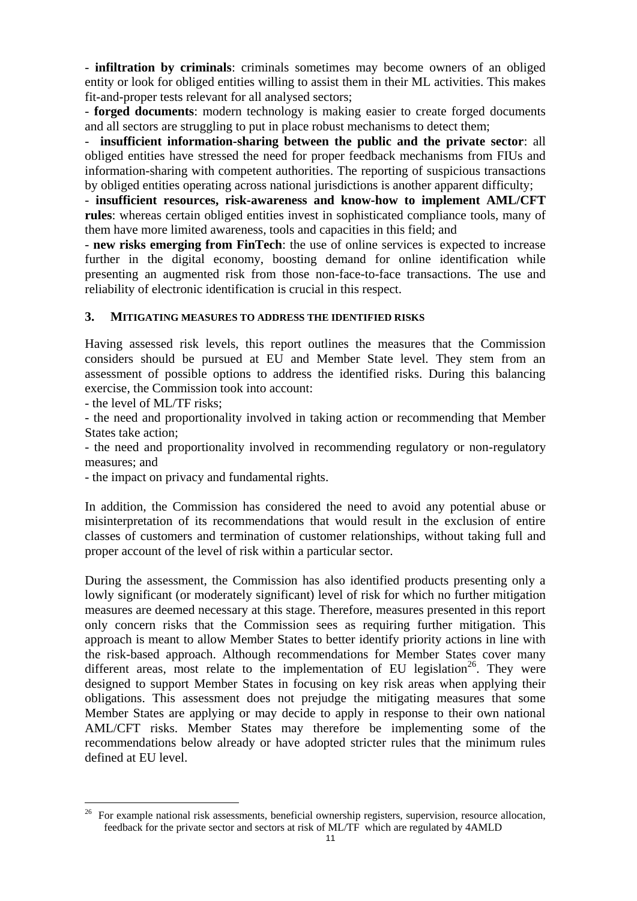- **infiltration by criminals**: criminals sometimes may become owners of an obliged entity or look for obliged entities willing to assist them in their ML activities. This makes fit-and-proper tests relevant for all analysed sectors;

- **forged documents**: modern technology is making easier to create forged documents and all sectors are struggling to put in place robust mechanisms to detect them;

- **insufficient information-sharing between the public and the private sector**: all obliged entities have stressed the need for proper feedback mechanisms from FIUs and information-sharing with competent authorities. The reporting of suspicious transactions by obliged entities operating across national jurisdictions is another apparent difficulty;

- **insufficient resources, risk-awareness and know-how to implement AML/CFT rules**: whereas certain obliged entities invest in sophisticated compliance tools, many of them have more limited awareness, tools and capacities in this field; and

- **new risks emerging from FinTech**: the use of online services is expected to increase further in the digital economy, boosting demand for online identification while presenting an augmented risk from those non-face-to-face transactions. The use and reliability of electronic identification is crucial in this respect.

## 3. MITIGATING MEASURES TO ADDRESS THE IDENTIFIED RISKS

Having assessed risk levels, this report outlines the measures that the Commission considers should be pursued at EU and Member State level. They stem from an assessment of possible options to address the identified risks. During this balancing exercise, the Commission took into account:

- the level of ML/TF risks;
- the need and proportionality involved in taking action or recommending that Member States take action;
- the need and proportionality involved in recommending regulatory or non-regulatory measures; and
- the impact on privacy and fundamental rights.

In addition, the Commission has considered the need to avoid any potential abuse or misinterpretation of its recommendations that would result in the exclusion of entire classes of customers and termination of customer relationships, without taking full and proper account of the level of risk within a particular sector.

During the assessment, the Commission has also identified products presenting only a lowly significant (or moderately significant) level of risk for which no further mitigation measures are deemed necessary at this stage. Therefore, measures presented in this report only concern risks that the Commission sees as requiring further mitigation. This approach is meant to allow Member States to better identify priority actions in line with the risk-based approach. Although recommendations for Member States cover many different areas, most relate to the implementation of EU legislation[26]. They were designed to support Member States in focusing on key risk areas when applying their obligations. This assessment does not prejudge the mitigating measures that some Member States are applying or may decide to apply in response to their own national AML/CFT risks. Member States may therefore be implementing some of the recommendations below already or have adopted stricter rules that the minimum rules defined at EU level.

[26] For example national risk assessments, beneficial ownership registers, supervision, resource allocation, feedback for the private sector and sectors at risk of ML/TF which are regulated by 4AMLD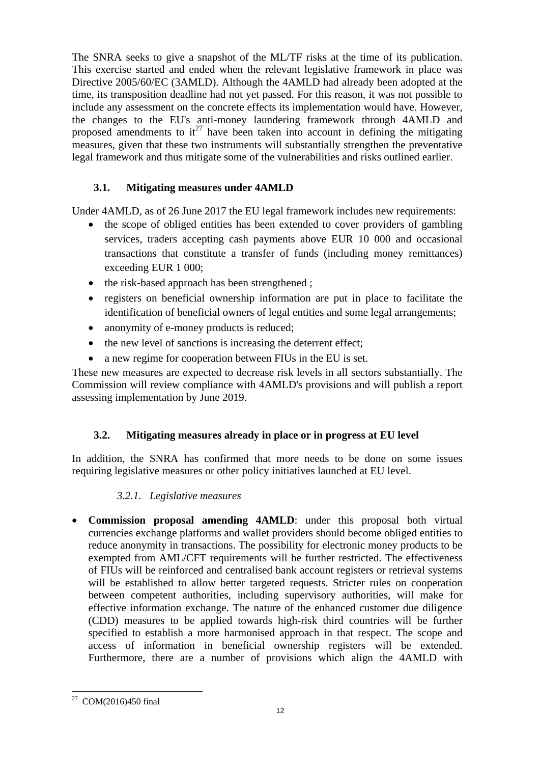The SNRA seeks to give a snapshot of the ML/TF risks at the time of its publication. This exercise started and ended when the relevant legislative framework in place was Directive 2005/60/EC (3AMLD). Although the 4AMLD had already been adopted at the time, its transposition deadline had not yet passed. For this reason, it was not possible to include any assessment on the concrete effects its implementation would have. However, the changes to the EU's anti-money laundering framework through 4AMLD and proposed amendments to it[27] have been taken into account in defining the mitigating measures, given that these two instruments will substantially strengthen the preventative legal framework and thus mitigate some of the vulnerabilities and risks outlined earlier.

### 3.1. Mitigating measures under 4AMLD

Under 4AMLD, as of 26 June 2017 the EU legal framework includes new requirements:

- the scope of obliged entities has been extended to cover providers of gambling services, traders accepting cash payments above EUR 10 000 and occasional transactions that constitute a transfer of funds (including money remittances) exceeding EUR 1 000;
- the risk-based approach has been strengthened ;
- registers on beneficial ownership information are put in place to facilitate the identification of beneficial owners of legal entities and some legal arrangements;
- anonymity of e-money products is reduced;
- the new level of sanctions is increasing the deterrent effect;
- a new regime for cooperation between FIUs in the EU is set.

These new measures are expected to decrease risk levels in all sectors substantially. The Commission will review compliance with 4AMLD's provisions and will publish a report assessing implementation by June 2019.

### 3.2. Mitigating measures already in place or in progress at EU level

In addition, the SNRA has confirmed that more needs to be done on some issues requiring legislative measures or other policy initiatives launched at EU level.

#### *3.2.1. Legislative measures*

- **Commission proposal amending 4AMLD**: under this proposal both virtual currencies exchange platforms and wallet providers should become obliged entities to reduce anonymity in transactions. The possibility for electronic money products to be exempted from AML/CFT requirements will be further restricted. The effectiveness of FIUs will be reinforced and centralised bank account registers or retrieval systems will be established to allow better targeted requests. Stricter rules on cooperation between competent authorities, including supervisory authorities, will make for effective information exchange. The nature of the enhanced customer due diligence (CDD) measures to be applied towards high-risk third countries will be further specified to establish a more harmonised approach in that respect. The scope and access of information in beneficial ownership registers will be extended. Furthermore, there are a number of provisions which align the 4AMLD with

[27] COM(2016)450 final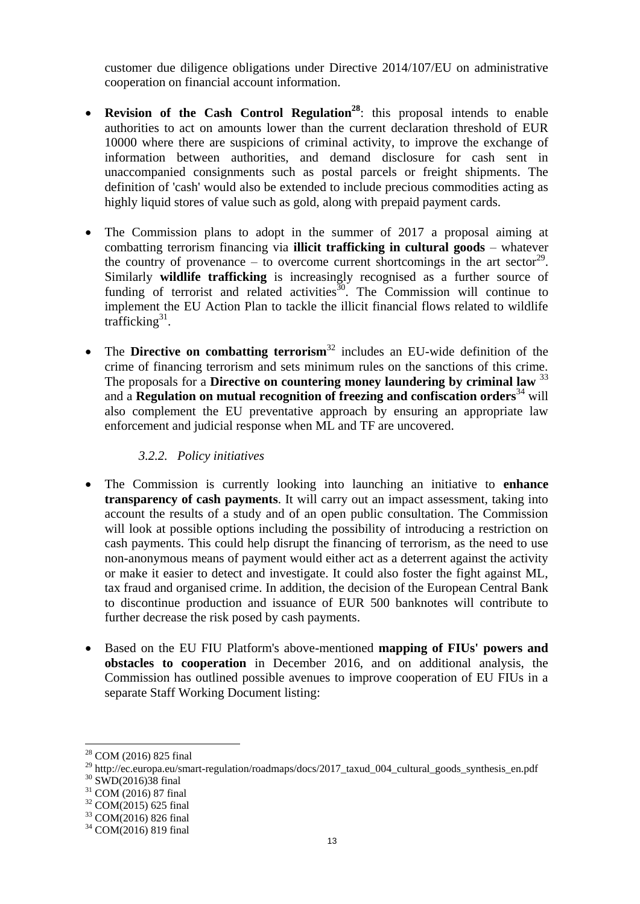customer due diligence obligations under Directive 2014/107/EU on administrative cooperation on financial account information.

- **Revision of the Cash Control Regulation**[28]: this proposal intends to enable authorities to act on amounts lower than the current declaration threshold of EUR 10000 where there are suspicions of criminal activity, to improve the exchange of information between authorities, and demand disclosure for cash sent in unaccompanied consignments such as postal parcels or freight shipments. The definition of 'cash' would also be extended to include precious commodities acting as highly liquid stores of value such as gold, along with prepaid payment cards.

- The Commission plans to adopt in the summer of 2017 a proposal aiming at combatting terrorism financing via **illicit trafficking in cultural goods** – whatever the country of provenance – to overcome current shortcomings in the art sector[29]. Similarly **wildlife trafficking** is increasingly recognised as a further source of funding of terrorist and related activities[30]. The Commission will continue to implement the EU Action Plan to tackle the illicit financial flows related to wildlife trafficking[31].

- The **Directive on combatting terrorism**[32] includes an EU-wide definition of the crime of financing terrorism and sets minimum rules on the sanctions of this crime. The proposals for a **Directive on countering money laundering by criminal law** [33] and a **Regulation on mutual recognition of freezing and confiscation orders**[34] will also complement the EU preventative approach by ensuring an appropriate law enforcement and judicial response when ML and TF are uncovered.

#### *3.2.2. Policy initiatives*

- The Commission is currently looking into launching an initiative to **enhance transparency of cash payments**. It will carry out an impact assessment, taking into account the results of a study and of an open public consultation. The Commission will look at possible options including the possibility of introducing a restriction on cash payments. This could help disrupt the financing of terrorism, as the need to use non-anonymous means of payment would either act as a deterrent against the activity or make it easier to detect and investigate. It could also foster the fight against ML, tax fraud and organised crime. In addition, the decision of the European Central Bank to discontinue production and issuance of EUR 500 banknotes will contribute to further decrease the risk posed by cash payments.

- Based on the EU FIU Platform's above-mentioned **mapping of FIUs' powers and obstacles to cooperation** in December 2016, and on additional analysis, the Commission has outlined possible avenues to improve cooperation of EU FIUs in a separate Staff Working Document listing:

---

[28] COM (2016) 825 final

[29] http://ec.europa.eu/smart-regulation/roadmaps/docs/2017_taxud_004_cultural_goods_synthesis_en.pdf

[30] SWD(2016)38 final

[31] COM (2016) 87 final

[32] COM(2015) 625 final

[33] COM(2016) 826 final

[34] COM(2016) 819 final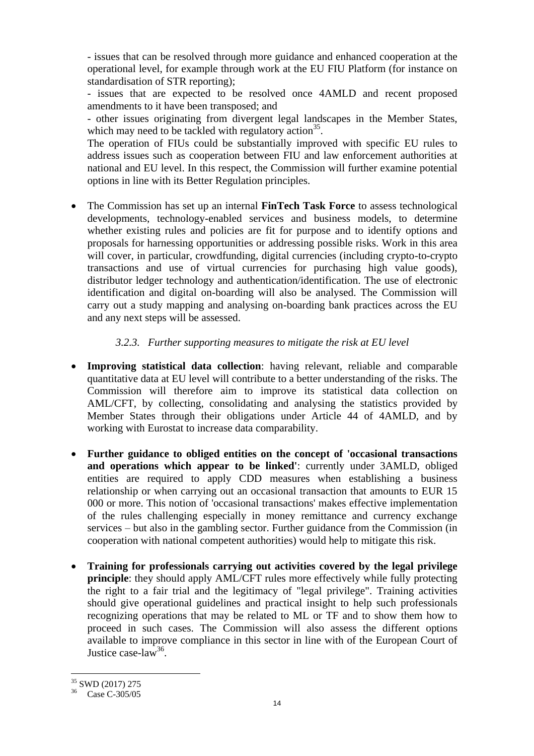- issues that can be resolved through more guidance and enhanced cooperation at the operational level, for example through work at the EU FIU Platform (for instance on standardisation of STR reporting);

- issues that are expected to be resolved once 4AMLD and recent proposed amendments to it have been transposed; and

- other issues originating from divergent legal landscapes in the Member States, which may need to be tackled with regulatory action[35].

The operation of FIUs could be substantially improved with specific EU rules to address issues such as cooperation between FIU and law enforcement authorities at national and EU level. In this respect, the Commission will further examine potential options in line with its Better Regulation principles.

- The Commission has set up an internal **FinTech Task Force** to assess technological developments, technology-enabled services and business models, to determine whether existing rules and policies are fit for purpose and to identify options and proposals for harnessing opportunities or addressing possible risks. Work in this area will cover, in particular, crowdfunding, digital currencies (including crypto-to-crypto transactions and use of virtual currencies for purchasing high value goods), distributor ledger technology and authentication/identification. The use of electronic identification and digital on-boarding will also be analysed. The Commission will carry out a study mapping and analysing on-boarding bank practices across the EU and any next steps will be assessed.

### *3.2.3. Further supporting measures to mitigate the risk at EU level*

- **Improving statistical data collection**: having relevant, reliable and comparable quantitative data at EU level will contribute to a better understanding of the risks. The Commission will therefore aim to improve its statistical data collection on AML/CFT, by collecting, consolidating and analysing the statistics provided by Member States through their obligations under Article 44 of 4AMLD, and by working with Eurostat to increase data comparability.

- **Further guidance to obliged entities on the concept of 'occasional transactions and operations which appear to be linked'**: currently under 3AMLD, obliged entities are required to apply CDD measures when establishing a business relationship or when carrying out an occasional transaction that amounts to EUR 15 000 or more. This notion of 'occasional transactions' makes effective implementation of the rules challenging especially in money remittance and currency exchange services – but also in the gambling sector. Further guidance from the Commission (in cooperation with national competent authorities) would help to mitigate this risk.

- **Training for professionals carrying out activities covered by the legal privilege principle**: they should apply AML/CFT rules more effectively while fully protecting the right to a fair trial and the legitimacy of "legal privilege". Training activities should give operational guidelines and practical insight to help such professionals recognizing operations that may be related to ML or TF and to show them how to proceed in such cases. The Commission will also assess the different options available to improve compliance in this sector in line with of the European Court of Justice case-law[36].

[35] SWD (2017) 275

[36] Case C-305/05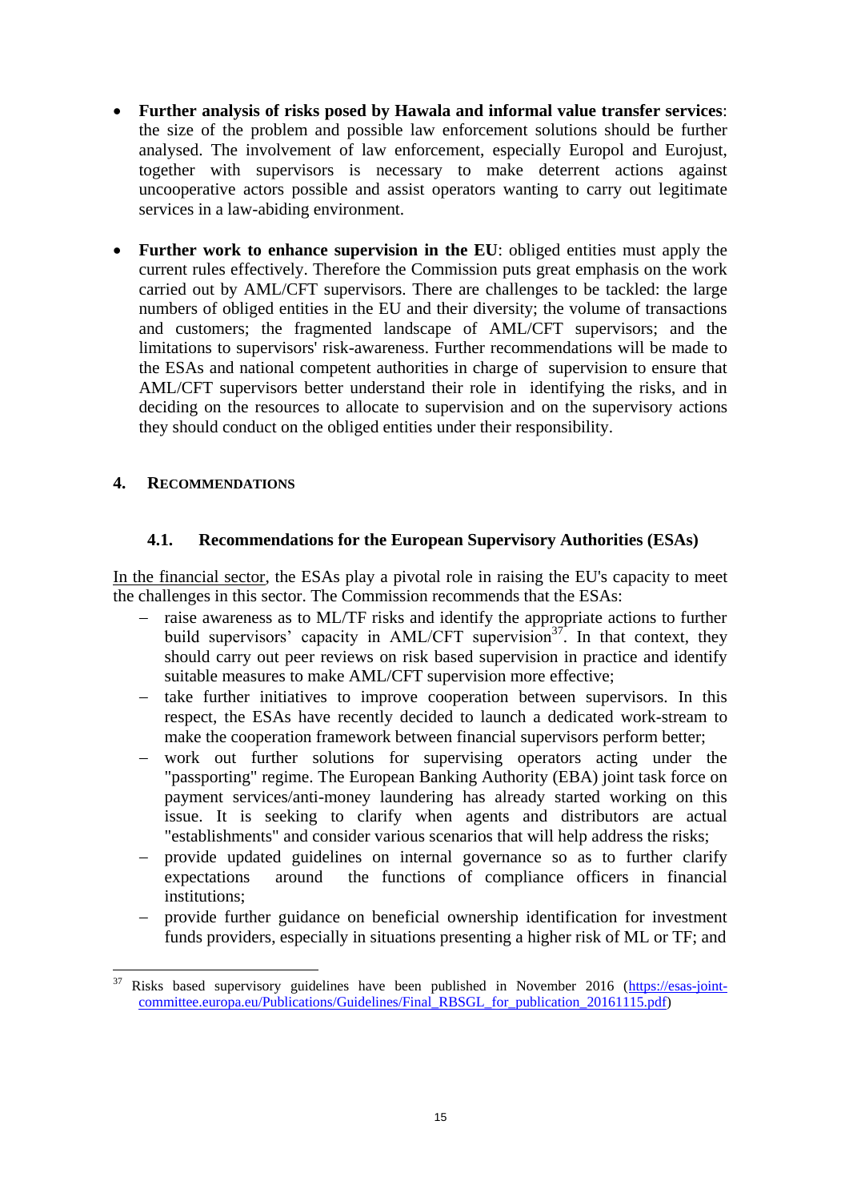- **Further analysis of risks posed by Hawala and informal value transfer services**: the size of the problem and possible law enforcement solutions should be further analysed. The involvement of law enforcement, especially Europol and Eurojust, together with supervisors is necessary to make deterrent actions against uncooperative actors possible and assist operators wanting to carry out legitimate services in a law-abiding environment.

- **Further work to enhance supervision in the EU**: obliged entities must apply the current rules effectively. Therefore the Commission puts great emphasis on the work carried out by AML/CFT supervisors. There are challenges to be tackled: the large numbers of obliged entities in the EU and their diversity; the volume of transactions and customers; the fragmented landscape of AML/CFT supervisors; and the limitations to supervisors' risk-awareness. Further recommendations will be made to the ESAs and national competent authorities in charge of supervision to ensure that AML/CFT supervisors better understand their role in identifying the risks, and in deciding on the resources to allocate to supervision and on the supervisory actions they should conduct on the obliged entities under their responsibility.

## 4. Recommendations

### 4.1. Recommendations for the European Supervisory Authorities (ESAs)

In the financial sector, the ESAs play a pivotal role in raising the EU's capacity to meet the challenges in this sector. The Commission recommends that the ESAs:

- raise awareness as to ML/TF risks and identify the appropriate actions to further build supervisors' capacity in AML/CFT supervision[37]. In that context, they should carry out peer reviews on risk based supervision in practice and identify suitable measures to make AML/CFT supervision more effective;
- take further initiatives to improve cooperation between supervisors. In this respect, the ESAs have recently decided to launch a dedicated work-stream to make the cooperation framework between financial supervisors perform better;
- work out further solutions for supervising operators acting under the "passporting" regime. The European Banking Authority (EBA) joint task force on payment services/anti-money laundering has already started working on this issue. It is seeking to clarify when agents and distributors are actual "establishments" and consider various scenarios that will help address the risks;
- provide updated guidelines on internal governance so as to further clarify expectations around the functions of compliance officers in financial institutions;
- provide further guidance on beneficial ownership identification for investment funds providers, especially in situations presenting a higher risk of ML or TF; and

[37] Risks based supervisory guidelines have been published in November 2016 (https://esas-joint-committee.europa.eu/Publications/Guidelines/Final_RBSGL_for_publication_20161115.pdf)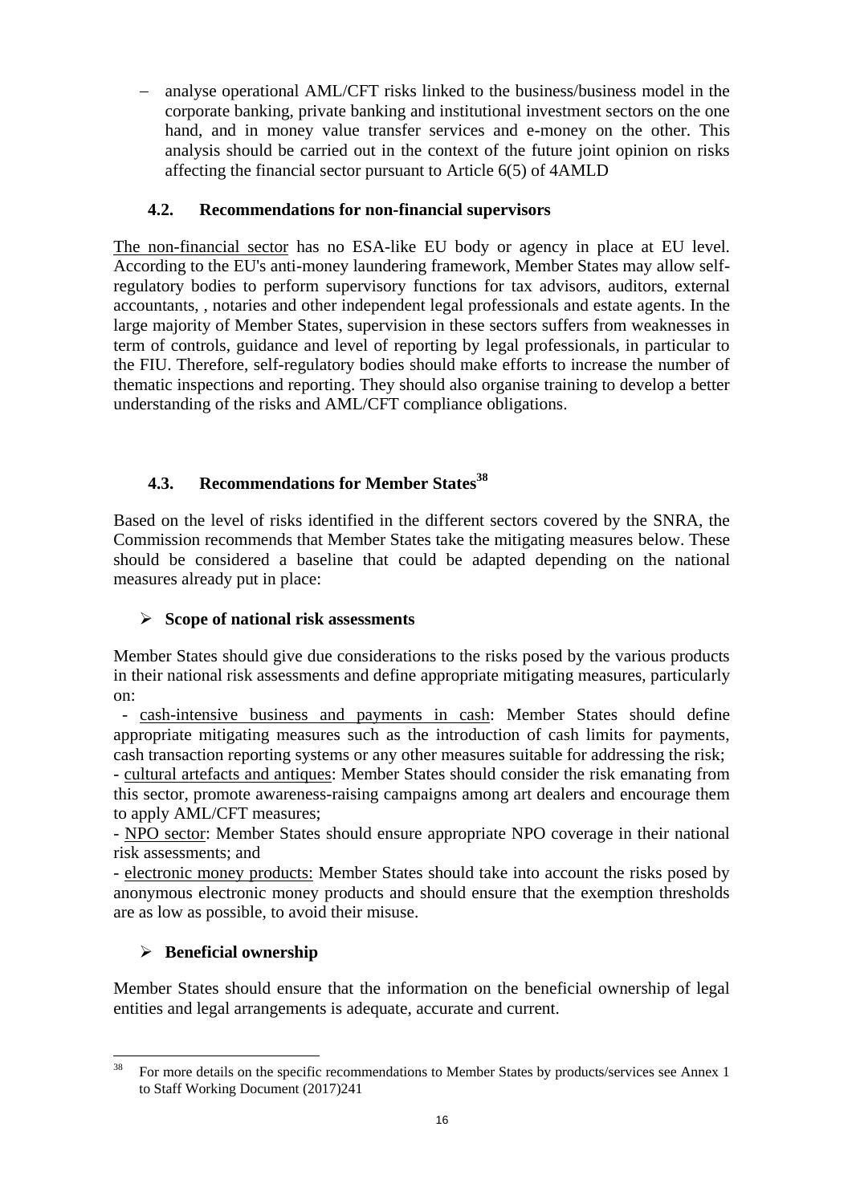– analyse operational AML/CFT risks linked to the business/business model in the corporate banking, private banking and institutional investment sectors on the one hand, and in money value transfer services and e-money on the other. This analysis should be carried out in the context of the future joint opinion on risks affecting the financial sector pursuant to Article 6(5) of 4AMLD

### 4.2. Recommendations for non-financial supervisors

The non-financial sector has no ESA-like EU body or agency in place at EU level. According to the EU's anti-money laundering framework, Member States may allow self-regulatory bodies to perform supervisory functions for tax advisors, auditors, external accountants, , notaries and other independent legal professionals and estate agents. In the large majority of Member States, supervision in these sectors suffers from weaknesses in term of controls, guidance and level of reporting by legal professionals, in particular to the FIU. Therefore, self-regulatory bodies should make efforts to increase the number of thematic inspections and reporting. They should also organise training to develop a better understanding of the risks and AML/CFT compliance obligations.

### 4.3. Recommendations for Member States[38]

Based on the level of risks identified in the different sectors covered by the SNRA, the Commission recommends that Member States take the mitigating measures below. These should be considered a baseline that could be adapted depending on the national measures already put in place:

➢ **Scope of national risk assessments**

Member States should give due considerations to the risks posed by the various products in their national risk assessments and define appropriate mitigating measures, particularly on:

- cash-intensive business and payments in cash: Member States should define appropriate mitigating measures such as the introduction of cash limits for payments, cash transaction reporting systems or any other measures suitable for addressing the risk;
- cultural artefacts and antiques: Member States should consider the risk emanating from this sector, promote awareness-raising campaigns among art dealers and encourage them to apply AML/CFT measures;
- NPO sector: Member States should ensure appropriate NPO coverage in their national risk assessments; and
- electronic money products: Member States should take into account the risks posed by anonymous electronic money products and should ensure that the exemption thresholds are as low as possible, to avoid their misuse.

➢ **Beneficial ownership**

Member States should ensure that the information on the beneficial ownership of legal entities and legal arrangements is adequate, accurate and current.

---

[38] For more details on the specific recommendations to Member States by products/services see Annex 1 to Staff Working Document (2017)241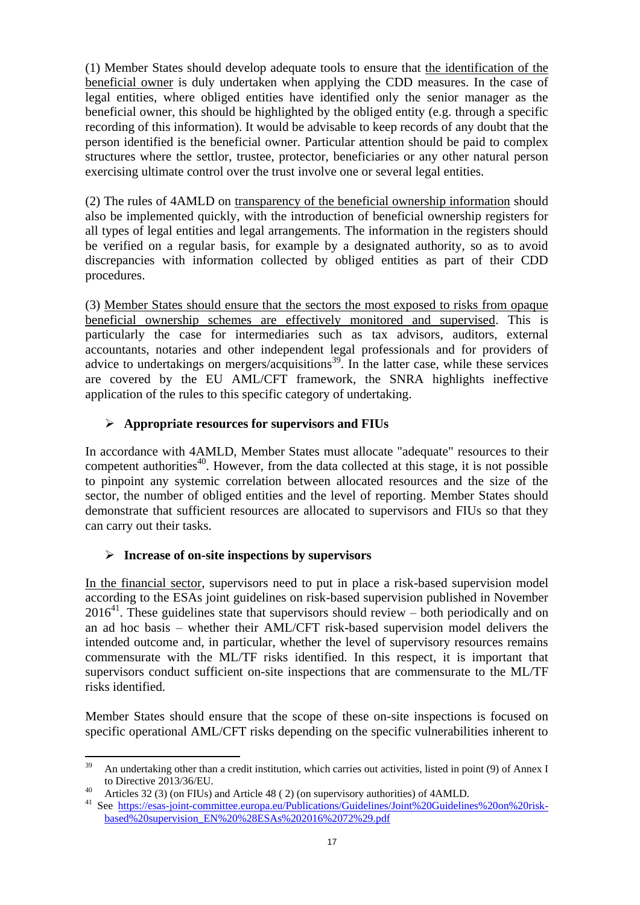(1) Member States should develop adequate tools to ensure that the identification of the beneficial owner is duly undertaken when applying the CDD measures. In the case of legal entities, where obliged entities have identified only the senior manager as the beneficial owner, this should be highlighted by the obliged entity (e.g. through a specific recording of this information). It would be advisable to keep records of any doubt that the person identified is the beneficial owner. Particular attention should be paid to complex structures where the settlor, trustee, protector, beneficiaries or any other natural person exercising ultimate control over the trust involve one or several legal entities.

(2) The rules of 4AMLD on transparency of the beneficial ownership information should also be implemented quickly, with the introduction of beneficial ownership registers for all types of legal entities and legal arrangements. The information in the registers should be verified on a regular basis, for example by a designated authority, so as to avoid discrepancies with information collected by obliged entities as part of their CDD procedures.

(3) Member States should ensure that the sectors the most exposed to risks from opaque beneficial ownership schemes are effectively monitored and supervised. This is particularly the case for intermediaries such as tax advisors, auditors, external accountants, notaries and other independent legal professionals and for providers of advice to undertakings on mergers/acquisitions[39]. In the latter case, while these services are covered by the EU AML/CFT framework, the SNRA highlights ineffective application of the rules to this specific category of undertaking.

- **Appropriate resources for supervisors and FIUs**

In accordance with 4AMLD, Member States must allocate "adequate" resources to their competent authorities[40]. However, from the data collected at this stage, it is not possible to pinpoint any systemic correlation between allocated resources and the size of the sector, the number of obliged entities and the level of reporting. Member States should demonstrate that sufficient resources are allocated to supervisors and FIUs so that they can carry out their tasks.

- **Increase of on-site inspections by supervisors**

In the financial sector, supervisors need to put in place a risk-based supervision model according to the ESAs joint guidelines on risk-based supervision published in November 2016[41]. These guidelines state that supervisors should review – both periodically and on an ad hoc basis – whether their AML/CFT risk-based supervision model delivers the intended outcome and, in particular, whether the level of supervisory resources remains commensurate with the ML/TF risks identified. In this respect, it is important that supervisors conduct sufficient on-site inspections that are commensurate to the ML/TF risks identified.

Member States should ensure that the scope of these on-site inspections is focused on specific operational AML/CFT risks depending on the specific vulnerabilities inherent to

---

[39] An undertaking other than a credit institution, which carries out activities, listed in point (9) of Annex I to Directive 2013/36/EU.

[40] Articles 32 (3) (on FIUs) and Article 48 ( 2) (on supervisory authorities) of 4AMLD.

[41] See https://esas-joint-committee.europa.eu/Publications/Guidelines/Joint%20Guidelines%20on%20risk-based%20supervision_EN%20%28ESAs%202016%2072%29.pdf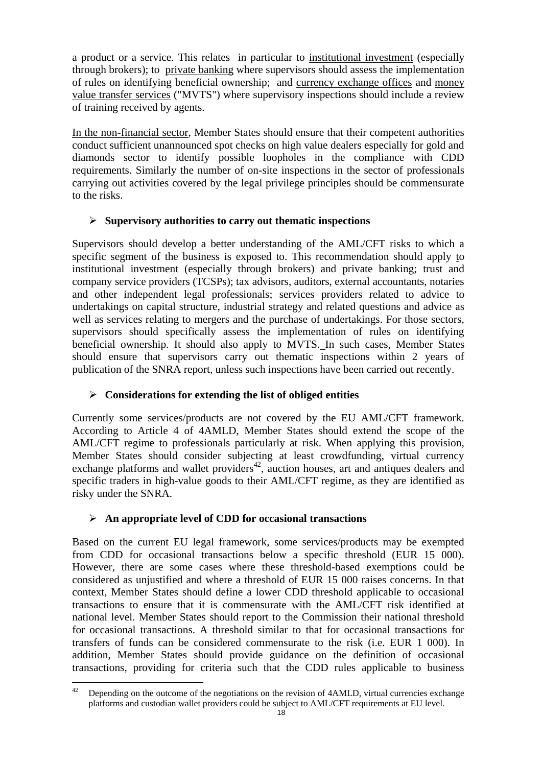a product or a service. This relates in particular to institutional investment (especially through brokers); to private banking where supervisors should assess the implementation of rules on identifying beneficial ownership; and currency exchange offices and money value transfer services ("MVTS") where supervisory inspections should include a review of training received by agents.

In the non-financial sector, Member States should ensure that their competent authorities conduct sufficient unannounced spot checks on high value dealers especially for gold and diamonds sector to identify possible loopholes in the compliance with CDD requirements. Similarly the number of on-site inspections in the sector of professionals carrying out activities covered by the legal privilege principles should be commensurate to the risks.

- **Supervisory authorities to carry out thematic inspections**

Supervisors should develop a better understanding of the AML/CFT risks to which a specific segment of the business is exposed to. This recommendation should apply to institutional investment (especially through brokers) and private banking; trust and company service providers (TCSPs); tax advisors, auditors, external accountants, notaries and other independent legal professionals; services providers related to advice to undertakings on capital structure, industrial strategy and related questions and advice as well as services relating to mergers and the purchase of undertakings. For those sectors, supervisors should specifically assess the implementation of rules on identifying beneficial ownership. It should also apply to MVTS. In such cases, Member States should ensure that supervisors carry out thematic inspections within 2 years of publication of the SNRA report, unless such inspections have been carried out recently.

- **Considerations for extending the list of obliged entities**

Currently some services/products are not covered by the EU AML/CFT framework. According to Article 4 of 4AMLD, Member States should extend the scope of the AML/CFT regime to professionals particularly at risk. When applying this provision, Member States should consider subjecting at least crowdfunding, virtual currency exchange platforms and wallet providers[42], auction houses, art and antiques dealers and specific traders in high-value goods to their AML/CFT regime, as they are identified as risky under the SNRA.

- **An appropriate level of CDD for occasional transactions**

Based on the current EU legal framework, some services/products may be exempted from CDD for occasional transactions below a specific threshold (EUR 15 000). However, there are some cases where these threshold-based exemptions could be considered as unjustified and where a threshold of EUR 15 000 raises concerns. In that context, Member States should define a lower CDD threshold applicable to occasional transactions to ensure that it is commensurate with the AML/CFT risk identified at national level. Member States should report to the Commission their national threshold for occasional transactions. A threshold similar to that for occasional transactions for transfers of funds can be considered commensurate to the risk (i.e. EUR 1 000). In addition, Member States should provide guidance on the definition of occasional transactions, providing for criteria such that the CDD rules applicable to business

[42] Depending on the outcome of the negotiations on the revision of 4AMLD, virtual currencies exchange platforms and custodian wallet providers could be subject to AML/CFT requirements at EU level.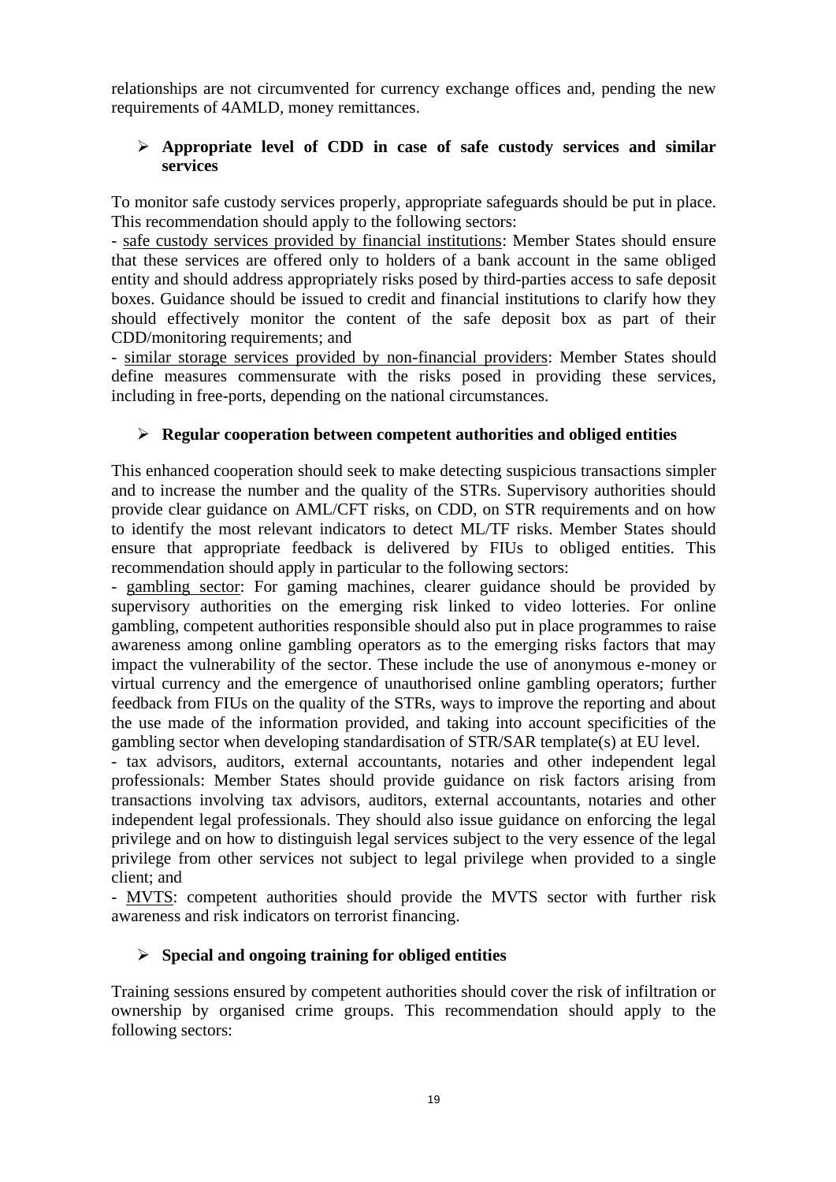relationships are not circumvented for currency exchange offices and, pending the new requirements of 4AMLD, money remittances.

- **Appropriate level of CDD in case of safe custody services and similar services**

To monitor safe custody services properly, appropriate safeguards should be put in place. This recommendation should apply to the following sectors:

- safe custody services provided by financial institutions: Member States should ensure that these services are offered only to holders of a bank account in the same obliged entity and should address appropriately risks posed by third-parties access to safe deposit boxes. Guidance should be issued to credit and financial institutions to clarify how they should effectively monitor the content of the safe deposit box as part of their CDD/monitoring requirements; and
- similar storage services provided by non-financial providers: Member States should define measures commensurate with the risks posed in providing these services, including in free-ports, depending on the national circumstances.

- **Regular cooperation between competent authorities and obliged entities**

This enhanced cooperation should seek to make detecting suspicious transactions simpler and to increase the number and the quality of the STRs. Supervisory authorities should provide clear guidance on AML/CFT risks, on CDD, on STR requirements and on how to identify the most relevant indicators to detect ML/TF risks. Member States should ensure that appropriate feedback is delivered by FIUs to obliged entities. This recommendation should apply in particular to the following sectors:

- gambling sector: For gaming machines, clearer guidance should be provided by supervisory authorities on the emerging risk linked to video lotteries. For online gambling, competent authorities responsible should also put in place programmes to raise awareness among online gambling operators as to the emerging risks factors that may impact the vulnerability of the sector. These include the use of anonymous e-money or virtual currency and the emergence of unauthorised online gambling operators; further feedback from FIUs on the quality of the STRs, ways to improve the reporting and about the use made of the information provided, and taking into account specificities of the gambling sector when developing standardisation of STR/SAR template(s) at EU level.
- tax advisors, auditors, external accountants, notaries and other independent legal professionals: Member States should provide guidance on risk factors arising from transactions involving tax advisors, auditors, external accountants, notaries and other independent legal professionals. They should also issue guidance on enforcing the legal privilege and on how to distinguish legal services subject to the very essence of the legal privilege from other services not subject to legal privilege when provided to a single client; and
- MVTS: competent authorities should provide the MVTS sector with further risk awareness and risk indicators on terrorist financing.

- **Special and ongoing training for obliged entities**

Training sessions ensured by competent authorities should cover the risk of infiltration or ownership by organised crime groups. This recommendation should apply to the following sectors: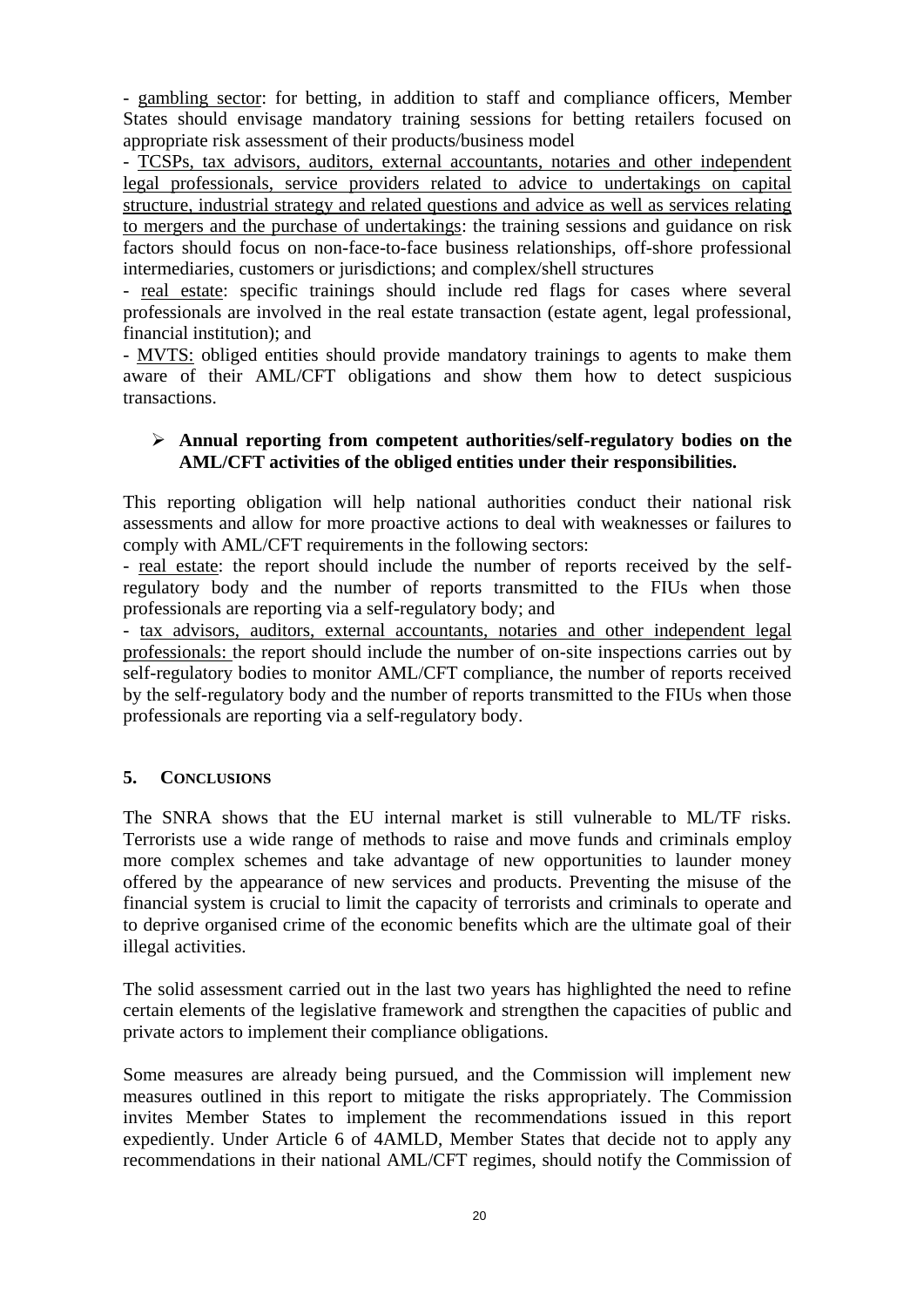- gambling sector: for betting, in addition to staff and compliance officers, Member States should envisage mandatory training sessions for betting retailers focused on appropriate risk assessment of their products/business model

- TCSPs, tax advisors, auditors, external accountants, notaries and other independent legal professionals, service providers related to advice to undertakings on capital structure, industrial strategy and related questions and advice as well as services relating to mergers and the purchase of undertakings: the training sessions and guidance on risk factors should focus on non-face-to-face business relationships, off-shore professional intermediaries, customers or jurisdictions; and complex/shell structures

- real estate: specific trainings should include red flags for cases where several professionals are involved in the real estate transaction (estate agent, legal professional, financial institution); and

- MVTS: obliged entities should provide mandatory trainings to agents to make them aware of their AML/CFT obligations and show them how to detect suspicious transactions.

- **Annual reporting from competent authorities/self-regulatory bodies on the AML/CFT activities of the obliged entities under their responsibilities.**

This reporting obligation will help national authorities conduct their national risk assessments and allow for more proactive actions to deal with weaknesses or failures to comply with AML/CFT requirements in the following sectors:

- real estate: the report should include the number of reports received by the self-regulatory body and the number of reports transmitted to the FIUs when those professionals are reporting via a self-regulatory body; and

- tax advisors, auditors, external accountants, notaries and other independent legal professionals: the report should include the number of on-site inspections carries out by self-regulatory bodies to monitor AML/CFT compliance, the number of reports received by the self-regulatory body and the number of reports transmitted to the FIUs when those professionals are reporting via a self-regulatory body.

## 5. CONCLUSIONS

The SNRA shows that the EU internal market is still vulnerable to ML/TF risks. Terrorists use a wide range of methods to raise and move funds and criminals employ more complex schemes and take advantage of new opportunities to launder money offered by the appearance of new services and products. Preventing the misuse of the financial system is crucial to limit the capacity of terrorists and criminals to operate and to deprive organised crime of the economic benefits which are the ultimate goal of their illegal activities.

The solid assessment carried out in the last two years has highlighted the need to refine certain elements of the legislative framework and strengthen the capacities of public and private actors to implement their compliance obligations.

Some measures are already being pursued, and the Commission will implement new measures outlined in this report to mitigate the risks appropriately. The Commission invites Member States to implement the recommendations issued in this report expediently. Under Article 6 of 4AMLD, Member States that decide not to apply any recommendations in their national AML/CFT regimes, should notify the Commission of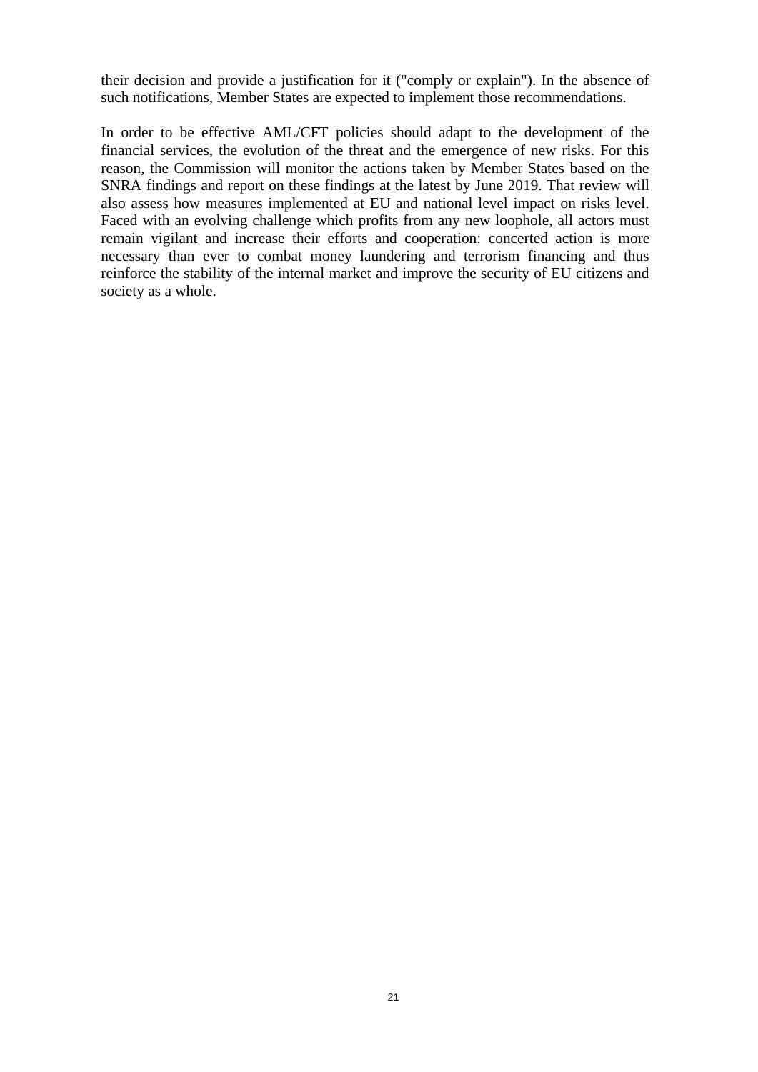their decision and provide a justification for it ("comply or explain"). In the absence of such notifications, Member States are expected to implement those recommendations.

In order to be effective AML/CFT policies should adapt to the development of the financial services, the evolution of the threat and the emergence of new risks. For this reason, the Commission will monitor the actions taken by Member States based on the SNRA findings and report on these findings at the latest by June 2019. That review will also assess how measures implemented at EU and national level impact on risks level. Faced with an evolving challenge which profits from any new loophole, all actors must remain vigilant and increase their efforts and cooperation: concerted action is more necessary than ever to combat money laundering and terrorism financing and thus reinforce the stability of the internal market and improve the security of EU citizens and society as a whole.